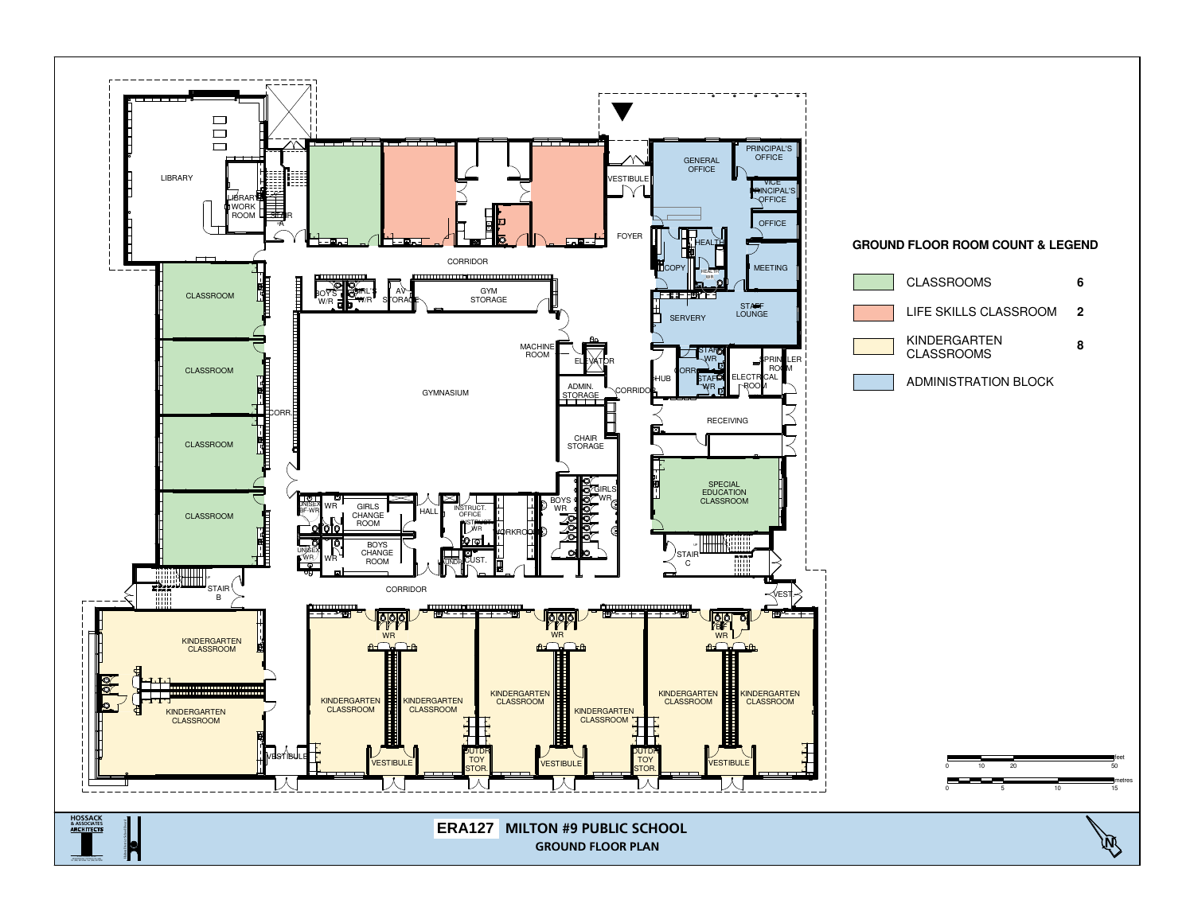# ERA127 MILTON #9 PUBLIC SCHOOL

## GROUND FLOOR PLAN

### GROUND FLOOR ROOM COUNT & LEGEND

| Legend | Count |
| --- | --- |
| CLASSROOMS | 6 |
| LIFE SKILLS CLASSROOM | 2 |
| KINDERGARTEN CLASSROOMS | 8 |
| ADMINISTRATION BLOCK | |

LIBRARY
LIBRARY WORK ROOM
STAIR A
CORRIDOR
VESTIBULE
FOYER
GENERAL OFFICE
PRINCIPAL'S OFFICE
VICE PRINCIPAL'S OFFICE
OFFICE
HEALTH
COPY
MEETING
STAFF LOUNGE
SERVERY
STAFF WR
SPRINKLER ROOM
CORR.
HUB
ELECTRICAL ROOM
RECEIVING
SPECIAL EDUCATION CLASSROOM
STAIR C
VEST.
CLASSROOM
CLASSROOM
CLASSROOM
CLASSROOM
CORR.
BOYS W/R
GIRLS W/R
AV STORAGE
GYM STORAGE
MACHINE ROOM
ELEVATOR
GYMNASIUM
ADMIN. STORAGE
CHAIR STORAGE
UNISEX BF-WR
WR
GIRLS CHANGE ROOM
UNISEX WR
BOYS CHANGE ROOM
HALL
INSTRUCT. OFFICE
INSTRUCT. WR
WORKROOM
LAUNDRY
CUST.
BOYS WR
GIRLS WR
STAIR B
CORRIDOR
KINDERGARTEN CLASSROOM
KINDERGARTEN CLASSROOM
VESTIBULE
WR
KINDERGARTEN CLASSROOM
KINDERGARTEN CLASSROOM
KINDERGARTEN CLASSROOM
KINDERGARTEN CLASSROOM
KINDERGARTEN CLASSROOM
KINDERGARTEN CLASSROOM
OUTDR. TOY STOR.
BF WR

Scale: 0 10 20 50 feet; 0 5 10 15 metres

HOSSACK & ASSOCIATES ARCHITECTS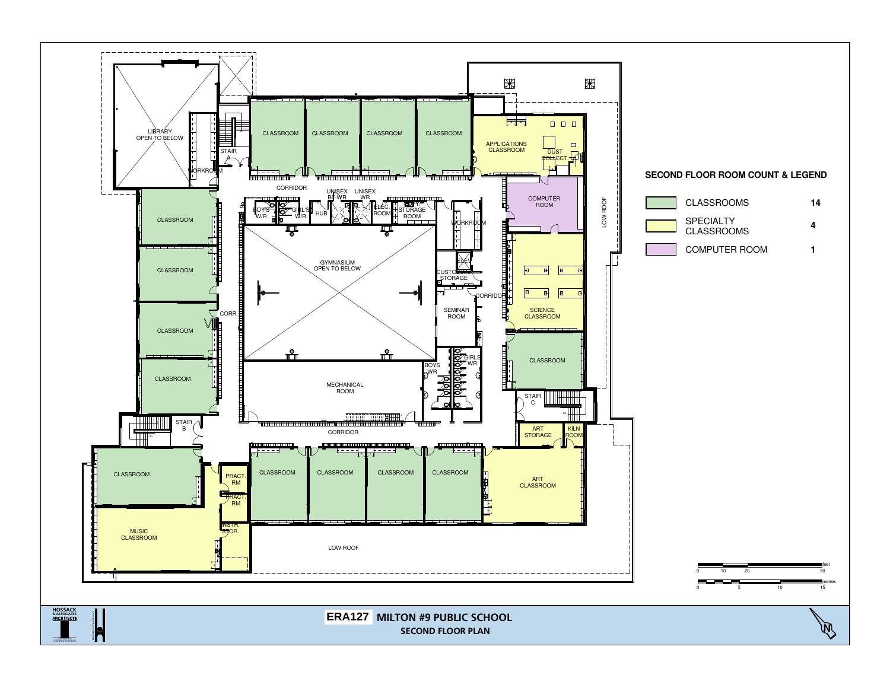## SECOND FLOOR ROOM COUNT & LEGEND

| Legend | Count |
| --- | --- |
| CLASSROOMS | 14 |
| SPECIALTY CLASSROOMS | 4 |
| COMPUTER ROOM | 1 |

LIBRARY OPEN TO BELOW

STAIR A

WORKROOM

CLASSROOM

CLASSROOM

CLASSROOM

CLASSROOM

APPLICATIONS CLASSROOM

DUST COLLECT

CORRIDOR

UNISEX BF-WR

UNISEX WR

BOYS W/R

GIRL'S W/R

HUB

ELEC. ROOM

STORAGE ROOM

WORKROOM

COMPUTER ROOM

LOW ROOF

CLASSROOM

CLASSROOM

GYMNASIUM OPEN TO BELOW

ELEV.

CUSTODIAL STORAGE

CORRIDOR

SCIENCE CLASSROOM

CORR.

SEMINAR ROOM

CLASSROOM

CLASSROOM

BOYS WR

GIRLS WR

CLASSROOM

MECHANICAL ROOM

STAIR C

STAIR B

CORRIDOR

ART STORAGE

KILN ROOM

CLASSROOM

PRACT. RM

PRACT. RM

CLASSROOM

CLASSROOM

CLASSROOM

CLASSROOM

ART CLASSROOM

MUSIC CLASSROOM

INSTR. STOR.

LOW ROOF

feet: 0, 10, 20, 50

metres: 0, 5, 10, 15

HOSSACK & ASSOCIATES ARCHITECTS

**ERA127 MILTON #9 PUBLIC SCHOOL**

**SECOND FLOOR PLAN**

N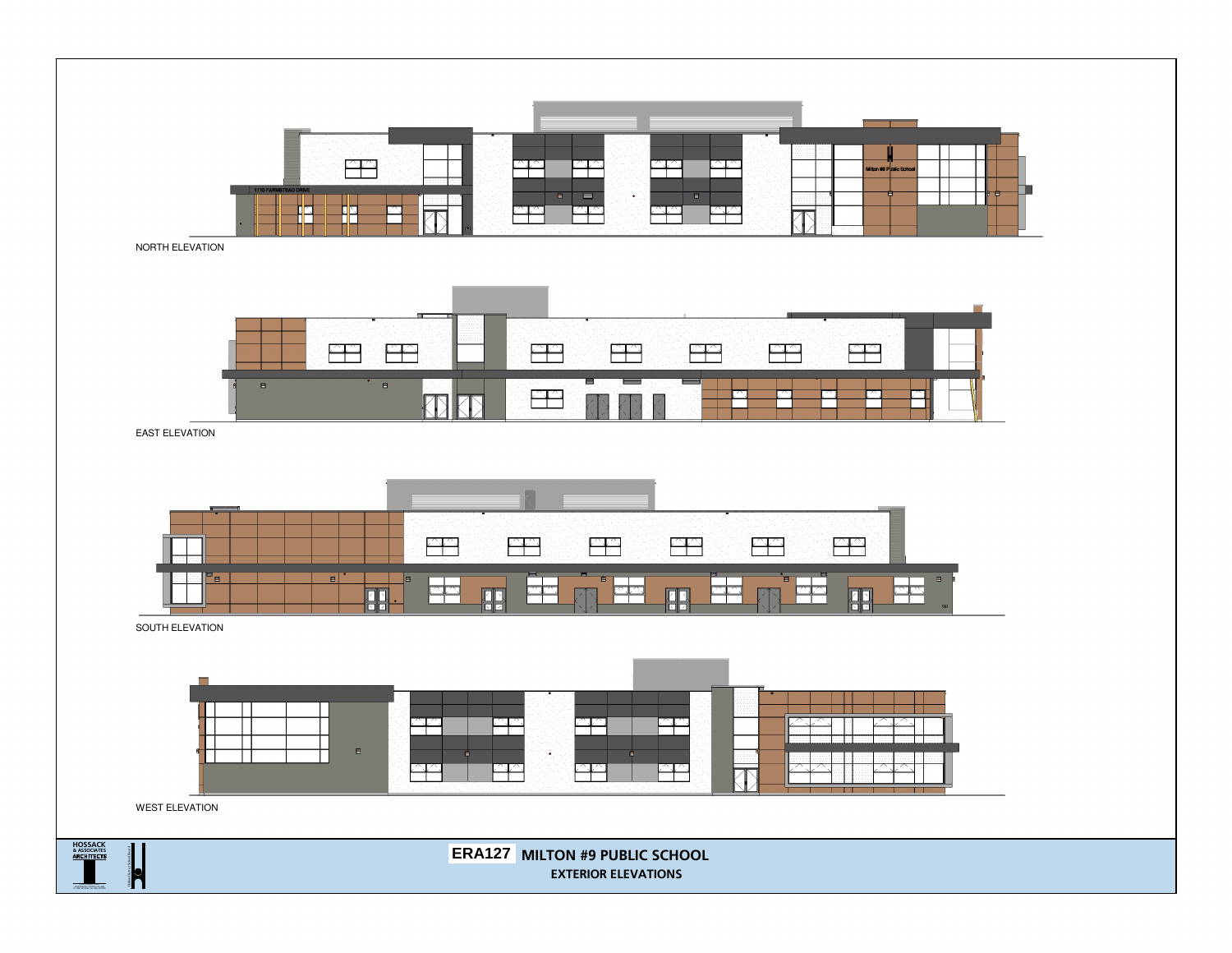1110 FARMSTEAD DRIVE

Milton #9 Public School

NORTH ELEVATION

EAST ELEVATION

SOUTH ELEVATION

WEST ELEVATION

HOSSACK & ASSOCIATES ARCHITECTS

**ERA127** **MILTON #9 PUBLIC SCHOOL**

**EXTERIOR ELEVATIONS**